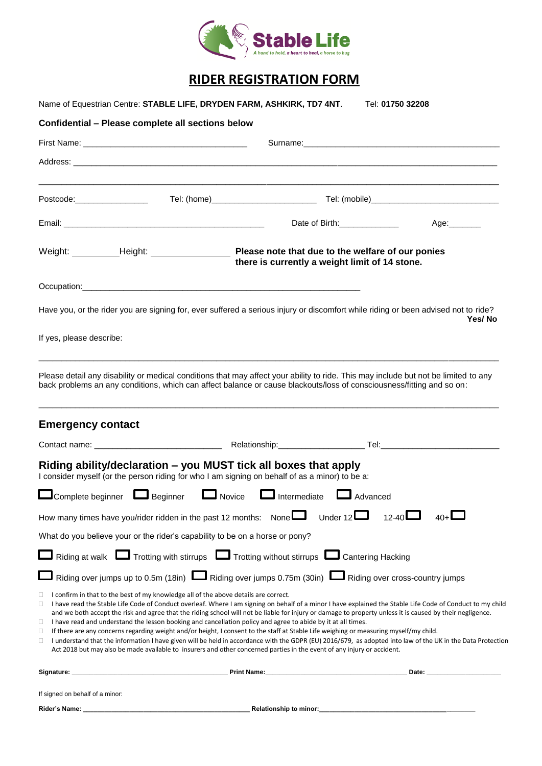Stable Life

A hand to hold, a heart to heal, a horse to hug

# RIDER REGISTRATION FORM

Name of Equestrian Centre: **STABLE LIFE, DRYDEN FARM, ASHKIRK, TD7 4NT**. Tel: **01750 32208**

**Confidential – Please complete all sections below**

First Name: ___________________________________ Surname: ___________________________________________

Address: ______________________________________________________________________________________

_______________________________________________________________________________________________

Postcode: ________________ Tel: (home) _______________________ Tel: (mobile) ___________________________

Email: _____________________________________________ Date of Birth: _____________ Age: _______

Weight: _________ Height: ________________ **Please note that due to the welfare of our ponies there is currently a weight limit of 14 stone.**

Occupation: ______________________________________________________________

Have you, or the rider you are signing for, ever suffered a serious injury or discomfort while riding or been advised not to ride? **Yes/ No**

If yes, please describe:

_______________________________________________________________________________________________

Please detail any disability or medical conditions that may affect your ability to ride. This may include but not be limited to any back problems an any conditions, which can affect balance or cause blackouts/loss of consciousness/fitting and so on:

_______________________________________________________________________________________________

## Emergency contact

Contact name: ___________________________ Relationship: __________________ Tel: _________________________

## Riding ability/declaration – you MUST tick all boxes that apply

I consider myself (or the person riding for who I am signing on behalf of as a minor) to be a:

☐ Complete beginner ☐ Beginner ☐ Novice ☐ Intermediate ☐ Advanced

How many times have you/rider ridden in the past 12 months: None ☐ Under 12 ☐ 12-40 ☐ 40+ ☐

What do you believe your or the rider's capability to be on a horse or pony?

☐ Riding at walk ☐ Trotting with stirrups ☐ Trotting without stirrups ☐ Cantering Hacking

☐ Riding over jumps up to 0.5m (18in) ☐ Riding over jumps 0.75m (30in) ☐ Riding over cross-country jumps

- ☐ I confirm in that to the best of my knowledge all of the above details are correct.
- ☐ I have read the Stable Life Code of Conduct overleaf. Where I am signing on behalf of a minor I have explained the Stable Life Code of Conduct to my child and we both accept the risk and agree that the riding school will not be liable for injury or damage to property unless it is caused by their negligence.
- ☐ I have read and understand the lesson booking and cancellation policy and agree to abide by it at all times.
- ☐ If there are any concerns regarding weight and/or height, I consent to the staff at Stable Life weighing or measuring myself/my child.
- ☐ I understand that the information I have given will be held in accordance with the GDPR (EU) 2016/679, as adopted into law of the UK in the Data Protection Act 2018 but may also be made available to insurers and other concerned parties in the event of any injury or accident.

**Signature:** ________________________________________ **Print Name:** ____________________________________ **Date:** ____________________

If signed on behalf of a minor:

**Rider's Name:** ______________________________________________ **Relationship to minor:** ____________________________________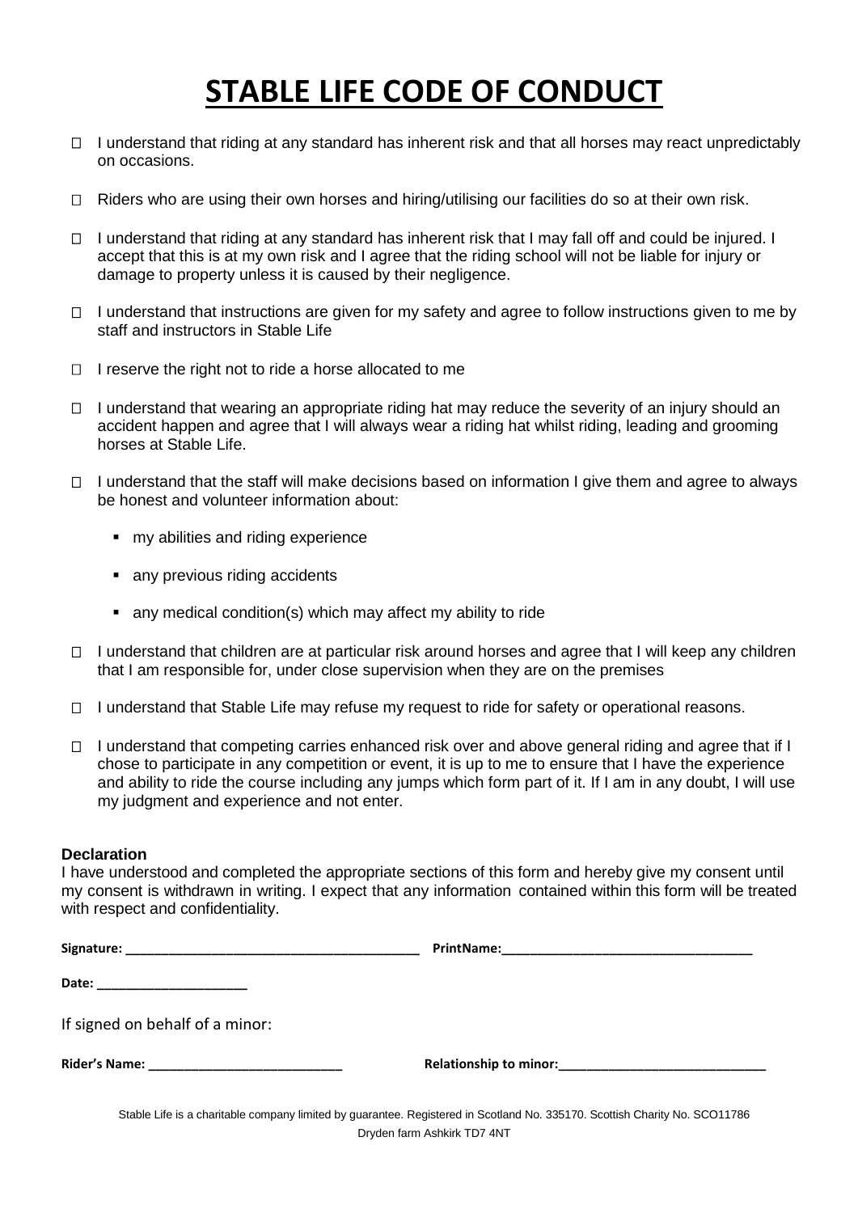# STABLE LIFE CODE OF CONDUCT

- ☐ I understand that riding at any standard has inherent risk and that all horses may react unpredictably on occasions.
- ☐ Riders who are using their own horses and hiring/utilising our facilities do so at their own risk.
- ☐ I understand that riding at any standard has inherent risk that I may fall off and could be injured. I accept that this is at my own risk and I agree that the riding school will not be liable for injury or damage to property unless it is caused by their negligence.
- ☐ I understand that instructions are given for my safety and agree to follow instructions given to me by staff and instructors in Stable Life
- ☐ I reserve the right not to ride a horse allocated to me
- ☐ I understand that wearing an appropriate riding hat may reduce the severity of an injury should an accident happen and agree that I will always wear a riding hat whilst riding, leading and grooming horses at Stable Life.
- ☐ I understand that the staff will make decisions based on information I give them and agree to always be honest and volunteer information about:
  - my abilities and riding experience
  - any previous riding accidents
  - any medical condition(s) which may affect my ability to ride
- ☐ I understand that children are at particular risk around horses and agree that I will keep any children that I am responsible for, under close supervision when they are on the premises
- ☐ I understand that Stable Life may refuse my request to ride for safety or operational reasons.
- ☐ I understand that competing carries enhanced risk over and above general riding and agree that if I chose to participate in any competition or event, it is up to me to ensure that I have the experience and ability to ride the course including any jumps which form part of it. If I am in any doubt, I will use my judgment and experience and not enter.

**Declaration**

I have understood and completed the appropriate sections of this form and hereby give my consent until my consent is withdrawn in writing. I expect that any information contained within this form will be treated with respect and confidentiality.

**Signature:** ________________________________________ **PrintName:**__________________________________

**Date:** ____________________

If signed on behalf of a minor:

**Rider's Name:** __________________________ **Relationship to minor:**____________________________

Stable Life is a charitable company limited by guarantee. Registered in Scotland No. 335170. Scottish Charity No. SCO11786

Dryden farm Ashkirk TD7 4NT